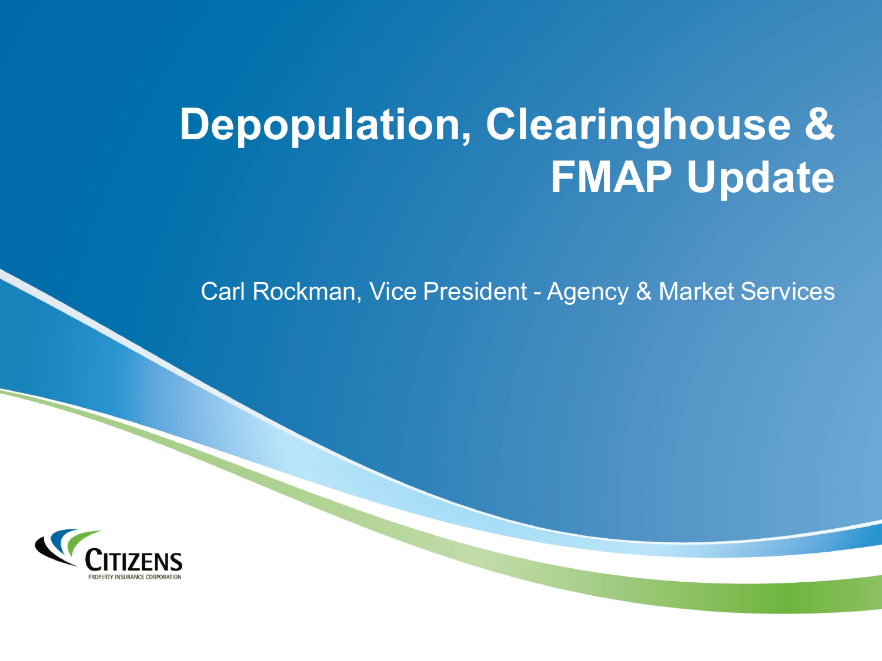# Depopulation, Clearinghouse & FMAP Update

Carl Rockman, Vice President - Agency & Market Services

CITIZENS
PROPERTY INSURANCE CORPORATION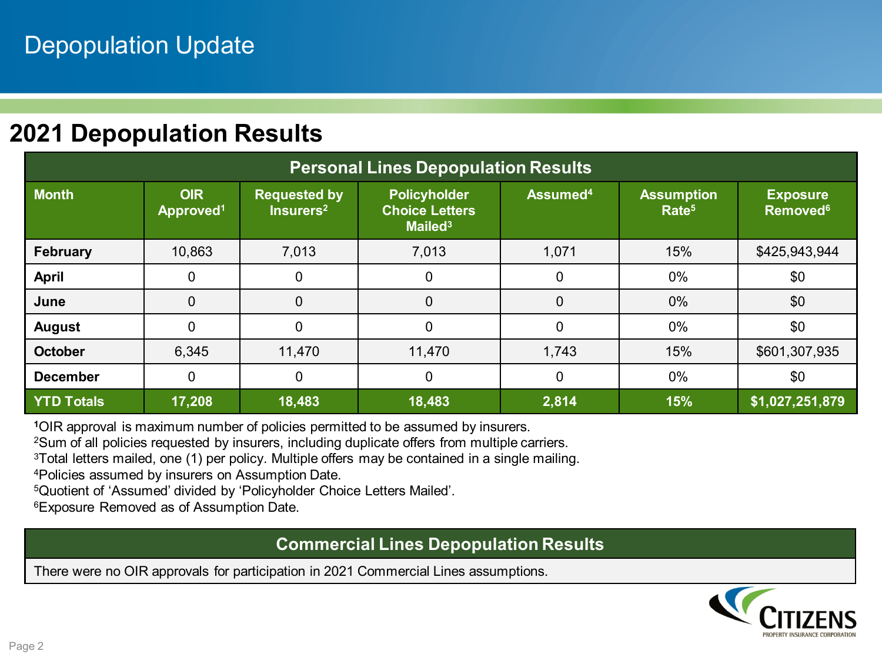# Depopulation Update

## 2021 Depopulation Results

| Personal Lines Depopulation Results | | | | | | |
|---|---|---|---|---|---|---|
| **Month** | **OIR Approved[1]** | **Requested by Insurers[2]** | **Policyholder Choice Letters Mailed[3]** | **Assumed[4]** | **Assumption Rate[5]** | **Exposure Removed[6]** |
| **February** | 10,863 | 7,013 | 7,013 | 1,071 | 15% | $425,943,944 |
| **April** | 0 | 0 | 0 | 0 | 0% | $0 |
| **June** | 0 | 0 | 0 | 0 | 0% | $0 |
| **August** | 0 | 0 | 0 | 0 | 0% | $0 |
| **October** | 6,345 | 11,470 | 11,470 | 1,743 | 15% | $601,307,935 |
| **December** | 0 | 0 | 0 | 0 | 0% | $0 |
| **YTD Totals** | **17,208** | **18,483** | **18,483** | **2,814** | **15%** | **$1,027,251,879** |

[1]OIR approval is maximum number of policies permitted to be assumed by insurers.
[2]Sum of all policies requested by insurers, including duplicate offers from multiple carriers.
[3]Total letters mailed, one (1) per policy. Multiple offers may be contained in a single mailing.
[4]Policies assumed by insurers on Assumption Date.
[5]Quotient of 'Assumed' divided by 'Policyholder Choice Letters Mailed'.
[6]Exposure Removed as of Assumption Date.

| Commercial Lines Depopulation Results |
|---|
| There were no OIR approvals for participation in 2021 Commercial Lines assumptions. |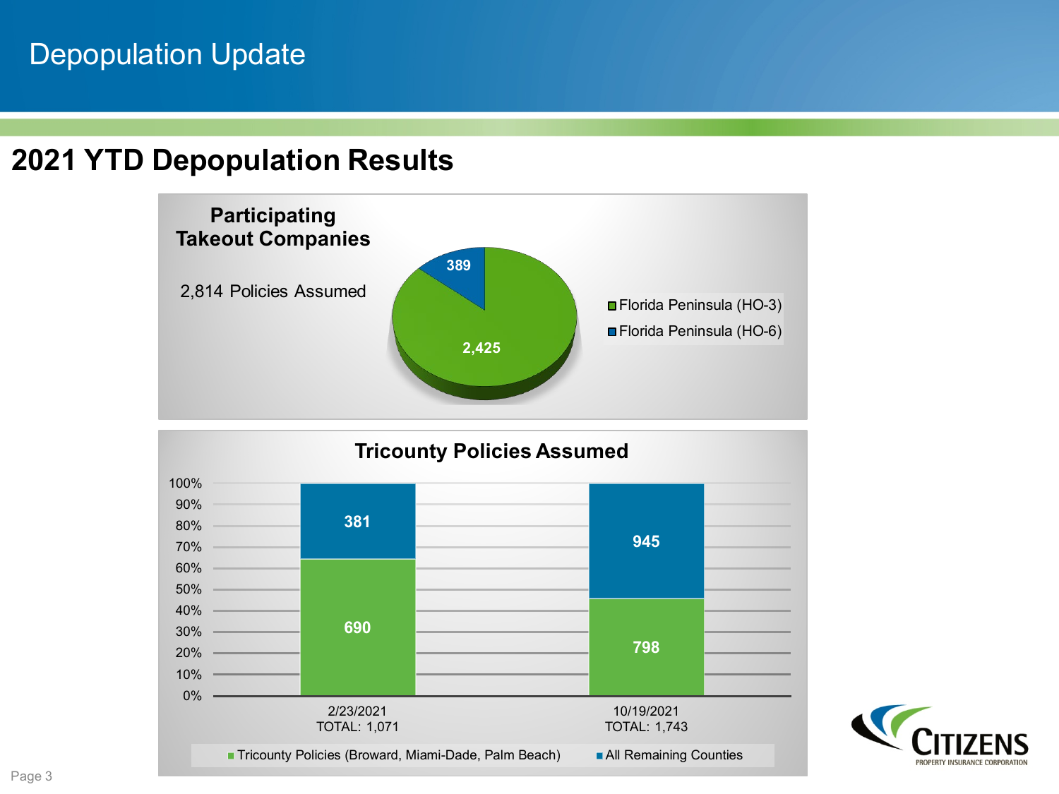# Depopulation Update

## 2021 YTD Depopulation Results

### Participating Takeout Companies

2,814 Policies Assumed

| Category | Policies |
| --- | --- |
| Florida Peninsula (HO-3) | 2,425 |
| Florida Peninsula (HO-6) | 389 |

### Tricounty Policies Assumed

| Date | Tricounty Policies (Broward, Miami-Dade, Palm Beach) | All Remaining Counties | TOTAL |
| --- | --- | --- | --- |
| 2/23/2021 | 690 | 381 | 1,071 |
| 10/19/2021 | 798 | 945 | 1,743 |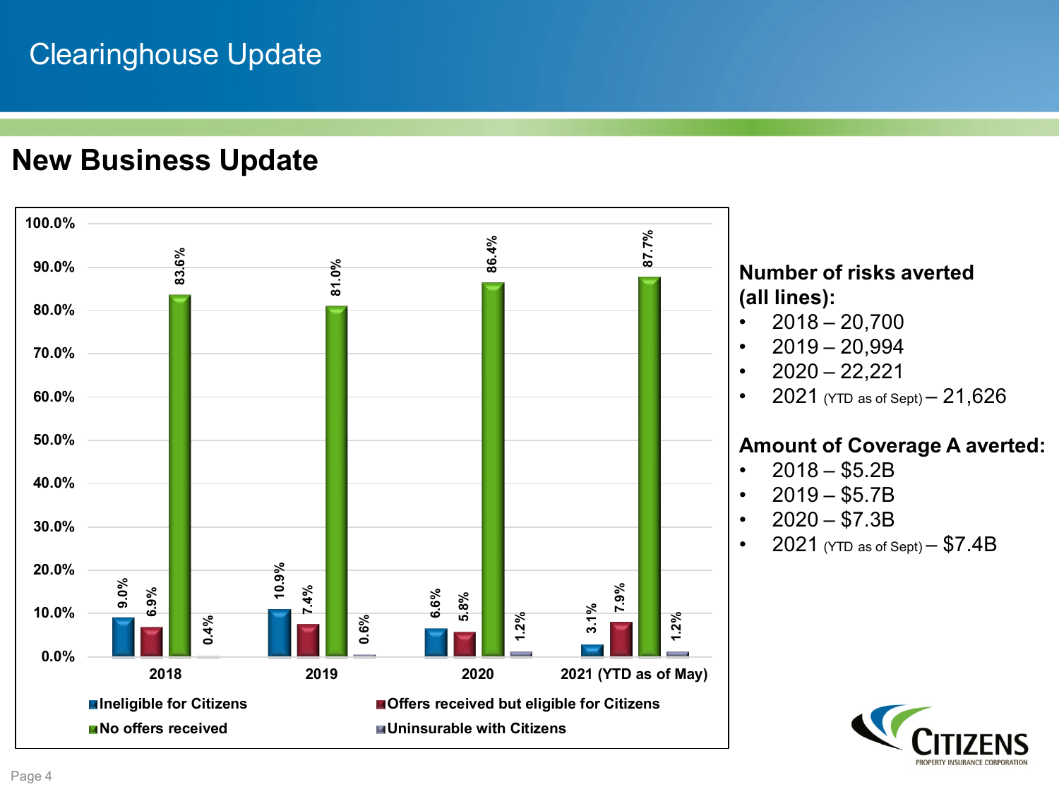# Clearinghouse Update

## New Business Update

| | 2018 | 2019 | 2020 | 2021 (YTD as of May) |
|---|---|---|---|---|
| Ineligible for Citizens | 9.0% | 10.9% | 6.6% | 3.1% |
| Offers received but eligible for Citizens | 6.9% | 7.4% | 5.8% | 7.9% |
| No offers received | 83.6% | 81.0% | 86.4% | 87.7% |
| Uninsurable with Citizens | 0.4% | 0.6% | 1.2% | 1.2% |

**Number of risks averted (all lines):**

- 2018 – 20,700
- 2019 – 20,994
- 2020 – 22,221
- 2021 (YTD as of Sept) – 21,626

**Amount of Coverage A averted:**

- 2018 – $5.2B
- 2019 – $5.7B
- 2020 – $7.3B
- 2021 (YTD as of Sept) – $7.4B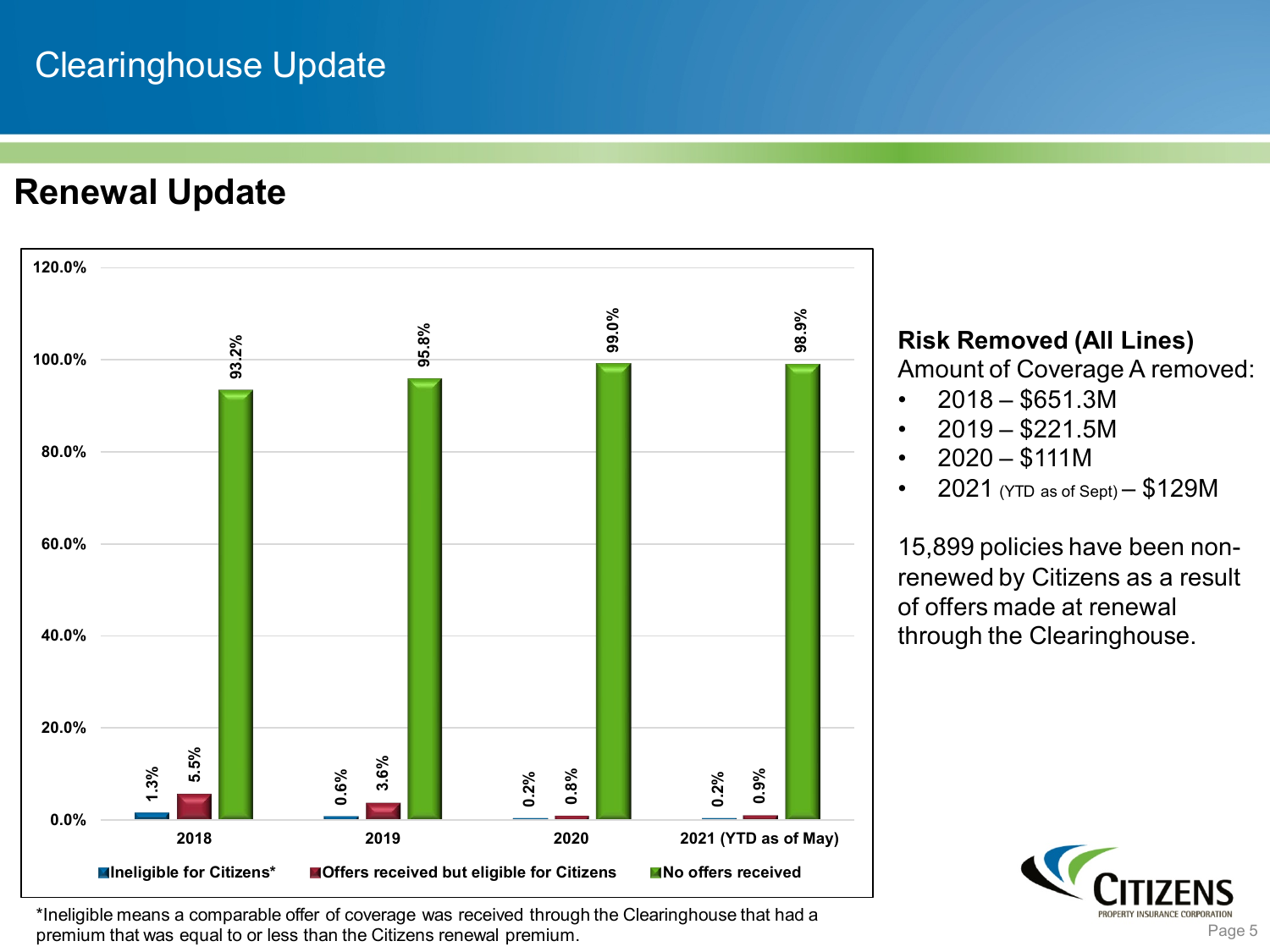# Clearinghouse Update

## Renewal Update

| Year | Ineligible for Citizens* | Offers received but eligible for Citizens | No offers received |
| --- | --- | --- | --- |
| 2018 | 1.3% | 5.5% | 93.2% |
| 2019 | 0.6% | 3.6% | 95.8% |
| 2020 | 0.2% | 0.8% | 99.0% |
| 2021 (YTD as of May) | 0.2% | 0.9% | 98.9% |

*Ineligible means a comparable offer of coverage was received through the Clearinghouse that had a premium that was equal to or less than the Citizens renewal premium.

**Risk Removed (All Lines)**

Amount of Coverage A removed:

- 2018 – $651.3M
- 2019 – $221.5M
- 2020 – $111M
- 2021 (YTD as of Sept) – $129M

15,899 policies have been non-renewed by Citizens as a result of offers made at renewal through the Clearinghouse.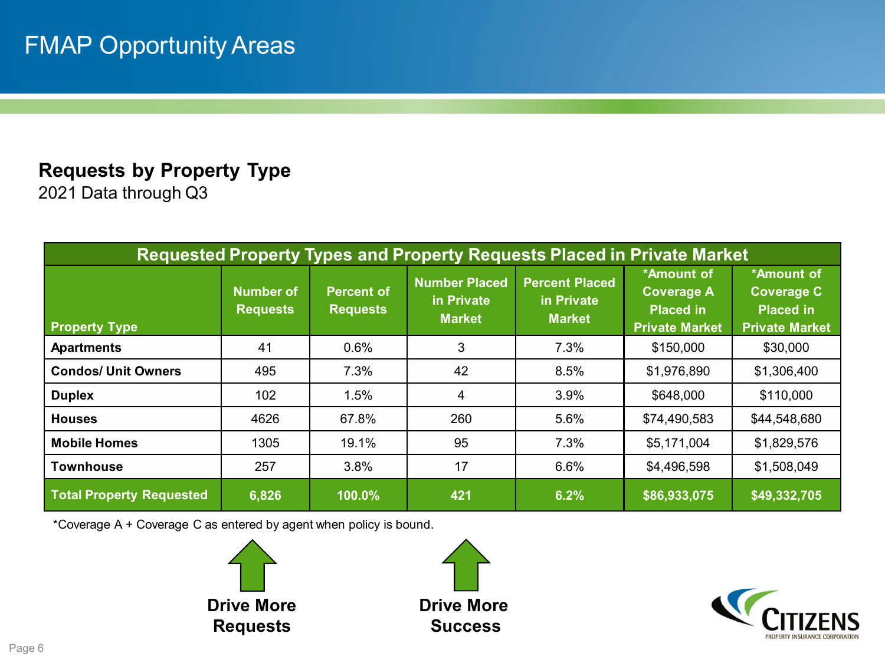# FMAP Opportunity Areas

**Requests by Property Type**

2021 Data through Q3

| Requested Property Types and Property Requests Placed in Private Market | | | | | | |
|---|---|---|---|---|---|---|
| **Property Type** | **Number of Requests** | **Percent of Requests** | **Number Placed in Private Market** | **Percent Placed in Private Market** | ***Amount of Coverage A Placed in Private Market** | ***Amount of Coverage C Placed in Private Market** |
| **Apartments** | 41 | 0.6% | 3 | 7.3% | $150,000 | $30,000 |
| **Condos/ Unit Owners** | 495 | 7.3% | 42 | 8.5% | $1,976,890 | $1,306,400 |
| **Duplex** | 102 | 1.5% | 4 | 3.9% | $648,000 | $110,000 |
| **Houses** | 4626 | 67.8% | 260 | 5.6% | $74,490,583 | $44,548,680 |
| **Mobile Homes** | 1305 | 19.1% | 95 | 7.3% | $5,171,004 | $1,829,576 |
| **Townhouse** | 257 | 3.8% | 17 | 6.6% | $4,496,598 | $1,508,049 |
| **Total Property Requested** | **6,826** | **100.0%** | **421** | **6.2%** | **$86,933,075** | **$49,332,705** |

*Coverage A + Coverage C as entered by agent when policy is bound.

**Drive More Requests**

**Drive More Success**

CITIZENS
PROPERTY INSURANCE CORPORATION